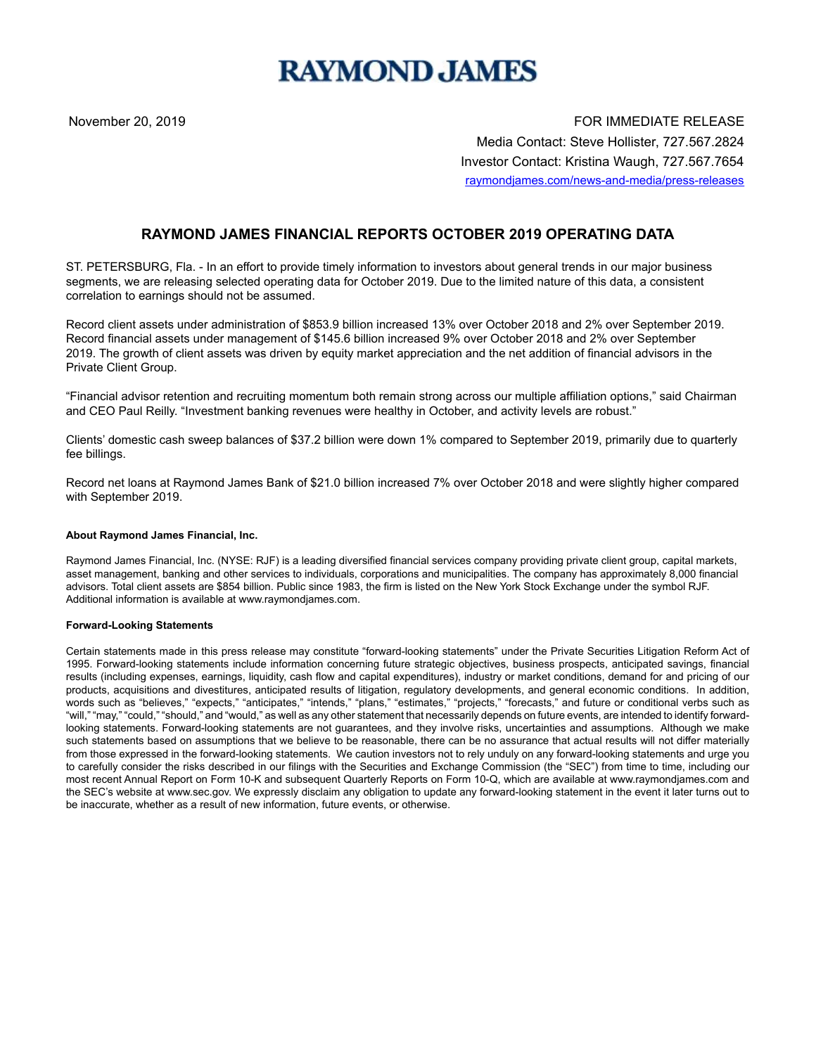# RAYMOND JAMES

November 20, 2019

FOR IMMEDIATE RELEASE

Media Contact: Steve Hollister, 727.567.2824

Investor Contact: Kristina Waugh, 727.567.7654

raymondjames.com/news-and-media/press-releases

## RAYMOND JAMES FINANCIAL REPORTS OCTOBER 2019 OPERATING DATA

ST. PETERSBURG, Fla. - In an effort to provide timely information to investors about general trends in our major business segments, we are releasing selected operating data for October 2019. Due to the limited nature of this data, a consistent correlation to earnings should not be assumed.

Record client assets under administration of $853.9 billion increased 13% over October 2018 and 2% over September 2019. Record financial assets under management of $145.6 billion increased 9% over October 2018 and 2% over September 2019. The growth of client assets was driven by equity market appreciation and the net addition of financial advisors in the Private Client Group.

"Financial advisor retention and recruiting momentum both remain strong across our multiple affiliation options," said Chairman and CEO Paul Reilly. "Investment banking revenues were healthy in October, and activity levels are robust."

Clients' domestic cash sweep balances of $37.2 billion were down 1% compared to September 2019, primarily due to quarterly fee billings.

Record net loans at Raymond James Bank of $21.0 billion increased 7% over October 2018 and were slightly higher compared with September 2019.

#### About Raymond James Financial, Inc.

Raymond James Financial, Inc. (NYSE: RJF) is a leading diversified financial services company providing private client group, capital markets, asset management, banking and other services to individuals, corporations and municipalities. The company has approximately 8,000 financial advisors. Total client assets are $854 billion. Public since 1983, the firm is listed on the New York Stock Exchange under the symbol RJF. Additional information is available at www.raymondjames.com.

#### Forward-Looking Statements

Certain statements made in this press release may constitute "forward-looking statements" under the Private Securities Litigation Reform Act of 1995. Forward-looking statements include information concerning future strategic objectives, business prospects, anticipated savings, financial results (including expenses, earnings, liquidity, cash flow and capital expenditures), industry or market conditions, demand for and pricing of our products, acquisitions and divestitures, anticipated results of litigation, regulatory developments, and general economic conditions. In addition, words such as "believes," "expects," "anticipates," "intends," "plans," "estimates," "projects," "forecasts," and future or conditional verbs such as "will," "may," "could," "should," and "would," as well as any other statement that necessarily depends on future events, are intended to identify forward-looking statements. Forward-looking statements are not guarantees, and they involve risks, uncertainties and assumptions. Although we make such statements based on assumptions that we believe to be reasonable, there can be no assurance that actual results will not differ materially from those expressed in the forward-looking statements. We caution investors not to rely unduly on any forward-looking statements and urge you to carefully consider the risks described in our filings with the Securities and Exchange Commission (the "SEC") from time to time, including our most recent Annual Report on Form 10-K and subsequent Quarterly Reports on Form 10-Q, which are available at www.raymondjames.com and the SEC's website at www.sec.gov. We expressly disclaim any obligation to update any forward-looking statement in the event it later turns out to be inaccurate, whether as a result of new information, future events, or otherwise.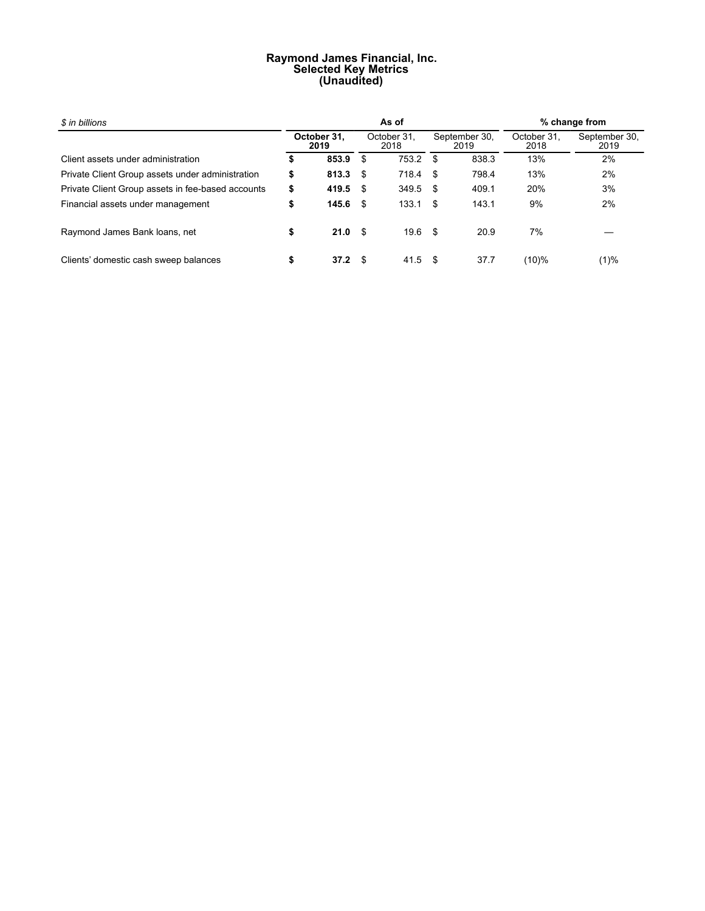# Raymond James Financial, Inc.
## Selected Key Metrics
## (Unaudited)

| *$ in billions* | As of | | | % change from | |
|---|---|---|---|---|---|
| | **October 31, 2019** | October 31, 2018 | September 30, 2019 | October 31, 2018 | September 30, 2019 |
| Client assets under administration | **$ 853.9** | $ 753.2 | $ 838.3 | 13% | 2% |
| Private Client Group assets under administration | **$ 813.3** | $ 718.4 | $ 798.4 | 13% | 2% |
| Private Client Group assets in fee-based accounts | **$ 419.5** | $ 349.5 | $ 409.1 | 20% | 3% |
| Financial assets under management | **$ 145.6** | $ 133.1 | $ 143.1 | 9% | 2% |
| Raymond James Bank loans, net | **$ 21.0** | $ 19.6 | $ 20.9 | 7% | — |
| Clients' domestic cash sweep balances | **$ 37.2** | $ 41.5 | $ 37.7 | (10)% | (1)% |